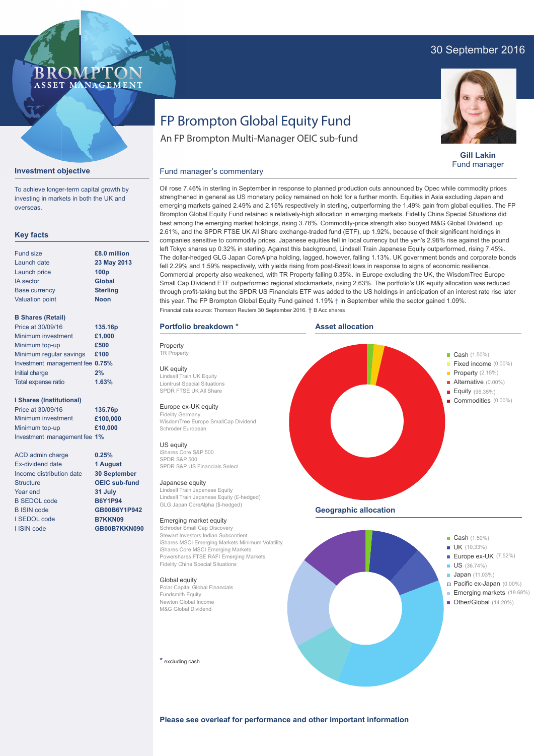30 September 2016

# FP Brompton Global Equity Fund

An FP Brompton Multi-Manager OEIC sub-fund

**Gill Lakin**
Fund manager

## Investment objective

To achieve longer-term capital growth by investing in markets in both the UK and overseas.

## Key facts

| | |
|---|---|
| Fund size | **£8.0 million** |
| Launch date | **23 May 2013** |
| Launch price | **100p** |
| IA sector | **Global** |
| Base currency | **Sterling** |
| Valuation point | **Noon** |

**B Shares (Retail)**

| | |
|---|---|
| Price at 30/09/16 | **135.16p** |
| Minimum investment | **£1,000** |
| Minimum top-up | **£500** |
| Minimum regular savings | **£100** |
| Investment management fee | **0.75%** |
| Initial charge | **2%** |
| Total expense ratio | **1.63%** |

**I Shares (Institutional)**

| | |
|---|---|
| Price at 30/09/16 | **135.76p** |
| Minimum investment | **£100,000** |
| Minimum top-up | **£10,000** |
| Investment management fee | **1%** |

| | |
|---|---|
| ACD admin charge | **0.25%** |
| Ex-dividend date | **1 August** |
| Income distribution date | **30 September** |
| Structure | **OEIC sub-fund** |
| Year end | **31 July** |
| B SEDOL code | **B6Y1P94** |
| B ISIN code | **GB00B6Y1P942** |
| I SEDOL code | **B7KKN09** |
| I ISIN code | **GB00B7KKN090** |

## Fund manager's commentary

Oil rose 7.46% in sterling in September in response to planned production cuts announced by Opec while commodity prices strengthened in general as US monetary policy remained on hold for a further month. Equities in Asia excluding Japan and emerging markets gained 2.49% and 2.15% respectively in sterling, outperforming the 1.49% gain from global equities. The FP Brompton Global Equity Fund retained a relatively-high allocation in emerging markets. Fidelity China Special Situations did best among the emerging market holdings, rising 3.78%. Commodity-price strength also buoyed M&G Global Dividend, up 2.61%, and the SPDR FTSE UK All Share exchange-traded fund (ETF), up 1.92%, because of their significant holdings in companies sensitive to commodity prices. Japanese equities fell in local currency but the yen's 2.98% rise against the pound left Tokyo shares up 0.32% in sterling. Against this background, Lindsell Train Japanese Equity outperformed, rising 7.45%. The dollar-hedged GLG Japan CoreAlpha holding, lagged, however, falling 1.13%. UK government bonds and corporate bonds fell 2.29% and 1.59% respectively, with yields rising from post-Brexit lows in response to signs of economic resilience. Commercial property also weakened, with TR Property falling 0.35%. In Europe excluding the UK, the WisdomTree Europe Small Cap Dividend ETF outperformed regional stockmarkets, rising 2.63%. The portfolio's UK equity allocation was reduced through profit-taking but the SPDR US Financials ETF was added to the US holdings in anticipation of an interest rate rise later this year. The FP Brompton Global Equity Fund gained 1.19% † in September while the sector gained 1.09%.

Financial data source: Thomson Reuters 30 September 2016. † B Acc shares

## Portfolio breakdown *

**Property**
TR Property

**UK equity**
Lindsell Train UK Equity
Liontrust Special Situations
SPDR FTSE UK All Share

**Europe ex-UK equity**
Fidelity Germany
WisdomTree Europe SmallCap Dividend
Schroder European

**US equity**
iShares Core S&P 500
SPDR S&P 500
SPDR S&P US Financials Select

**Japanese equity**
Lindsell Train Japanese Equity
Lindsell Train Japanese Equity (£-hedged)
GLG Japan CoreAlpha ($-hedged)

**Emerging market equity**
Schroder Small Cap Discovery
Stewart Investors Indian Subcontient
iShares MSCI Emerging Markets Minimum Volatility
iShares Core MSCI Emerging Markets
Powershares FTSE RAFI Emerging Markets
Fidelity China Special Situations

**Global equity**
Polar Capital Global Financials
Fundsmith Equity
Newton Global Income
M&G Global Dividend

* excluding cash

## Asset allocation

- Cash (1.50%)
- Fixed income (0.00%)
- Property (2.15%)
- Alternative (0.00%)
- Equity (96.35%)
- Commodities (0.00%)

## Geographic allocation

- Cash (1.50%)
- UK (10.33%)
- Europe ex-UK (7.52%)
- US (36.74%)
- Japan (11.03%)
- Pacific ex-Japan (0.00%)
- Emerging markets (18.68%)
- Other/Global (14.20%)

**Please see overleaf for performance and other important information**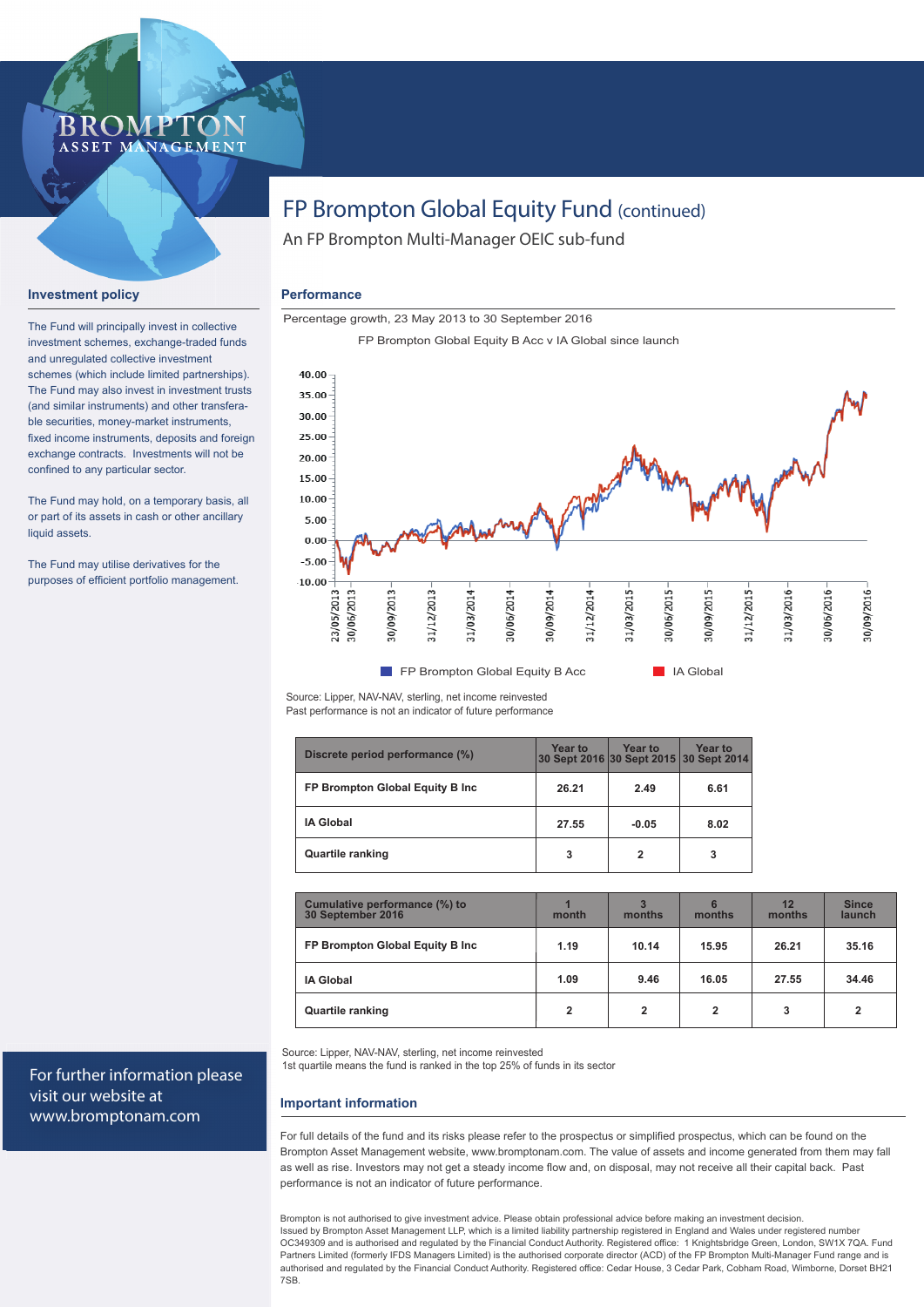BROMPTON ASSET MANAGEMENT

# FP Brompton Global Equity Fund (continued)

An FP Brompton Multi-Manager OEIC sub-fund

## Investment policy

The Fund will principally invest in collective investment schemes, exchange-traded funds and unregulated collective investment schemes (which include limited partnerships). The Fund may also invest in investment trusts (and similar instruments) and other transferable securities, money-market instruments, fixed income instruments, deposits and foreign exchange contracts. Investments will not be confined to any particular sector.

The Fund may hold, on a temporary basis, all or part of its assets in cash or other ancillary liquid assets.

The Fund may utilise derivatives for the purposes of efficient portfolio management.

## Performance

Percentage growth, 23 May 2013 to 30 September 2016

FP Brompton Global Equity B Acc v IA Global since launch

40.00
35.00
30.00
25.00
20.00
15.00
10.00
5.00
0.00
-5.00
-10.00

23/05/2013
30/05/2013
30/09/2013
31/12/2013
31/03/2014
30/06/2014
30/09/2014
31/12/2014
31/03/2015
30/06/2015
30/09/2015
31/12/2015
31/03/2016
30/06/2016
30/09/2016

FP Brompton Global Equity B Acc
IA Global

Source: Lipper, NAV-NAV, sterling, net income reinvested
Past performance is not an indicator of future performance

| Discrete period performance (%) | Year to 30 Sept 2016 | Year to 30 Sept 2015 | Year to 30 Sept 2014 |
|---|---|---|---|
| FP Brompton Global Equity B Inc | 26.21 | 2.49 | 6.61 |
| IA Global | 27.55 | -0.05 | 8.02 |
| Quartile ranking | 3 | 2 | 3 |

| Cumulative performance (%) to 30 September 2016 | 1 month | 3 months | 6 months | 12 months | Since launch |
|---|---|---|---|---|---|
| FP Brompton Global Equity B Inc | 1.19 | 10.14 | 15.95 | 26.21 | 35.16 |
| IA Global | 1.09 | 9.46 | 16.05 | 27.55 | 34.46 |
| Quartile ranking | 2 | 2 | 2 | 3 | 2 |

Source: Lipper, NAV-NAV, sterling, net income reinvested
1st quartile means the fund is ranked in the top 25% of funds in its sector

## Important information

For full details of the fund and its risks please refer to the prospectus or simplified prospectus, which can be found on the Brompton Asset Management website, www.bromptonam.com. The value of assets and income generated from them may fall as well as rise. Investors may not get a steady income flow and, on disposal, may not receive all their capital back. Past performance is not an indicator of future performance.

Brompton is not authorised to give investment advice. Please obtain professional advice before making an investment decision. Issued by Brompton Asset Management LLP, which is a limited liability partnership registered in England and Wales under registered number OC349309 and is authorised and regulated by the Financial Conduct Authority. Registered office: 1 Knightsbridge Green, London, SW1X 7QA. Fund Partners Limited (formerly IFDS Managers Limited) is the authorised corporate director (ACD) of the FP Brompton Multi-Manager Fund range and is authorised and regulated by the Financial Conduct Authority. Registered office: Cedar House, 3 Cedar Park, Cobham Road, Wimborne, Dorset BH21 7SB.

For further information please visit our website at www.bromptonam.com